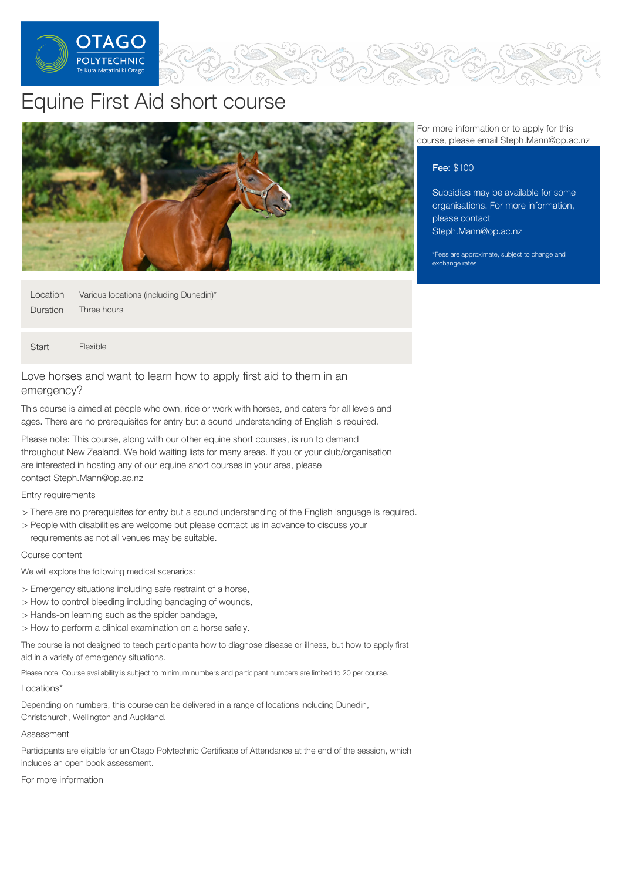# Equine First Aid short course

For more information or to apply for this course, please email Steph.Mann@op.ac.nz

**Fee:** $100

Subsidies may be available for some organisations. For more information, please contact Steph.Mann@op.ac.nz

*Fees are approximate, subject to change and exchange rates

| | |
|---|---|
| Location | Various locations (including Dunedin)* |
| Duration | Three hours |
| Start | Flexible |

## Love horses and want to learn how to apply first aid to them in an emergency?

This course is aimed at people who own, ride or work with horses, and caters for all levels and ages. There are no prerequisites for entry but a sound understanding of English is required.

Please note: This course, along with our other equine short courses, is run to demand throughout New Zealand. We hold waiting lists for many areas. If you or your club/organisation are interested in hosting any of our equine short courses in your area, please contact Steph.Mann@op.ac.nz

### Entry requirements

- There are no prerequisites for entry but a sound understanding of the English language is required.
- People with disabilities are welcome but please contact us in advance to discuss your requirements as not all venues may be suitable.

### Course content

We will explore the following medical scenarios:

- Emergency situations including safe restraint of a horse,
- How to control bleeding including bandaging of wounds,
- Hands-on learning such as the spider bandage,
- How to perform a clinical examination on a horse safely.

The course is not designed to teach participants how to diagnose disease or illness, but how to apply first aid in a variety of emergency situations.

Please note: Course availability is subject to minimum numbers and participant numbers are limited to 20 per course.

### Locations*

Depending on numbers, this course can be delivered in a range of locations including Dunedin, Christchurch, Wellington and Auckland.

### Assessment

Participants are eligible for an Otago Polytechnic Certificate of Attendance at the end of the session, which includes an open book assessment.

### For more information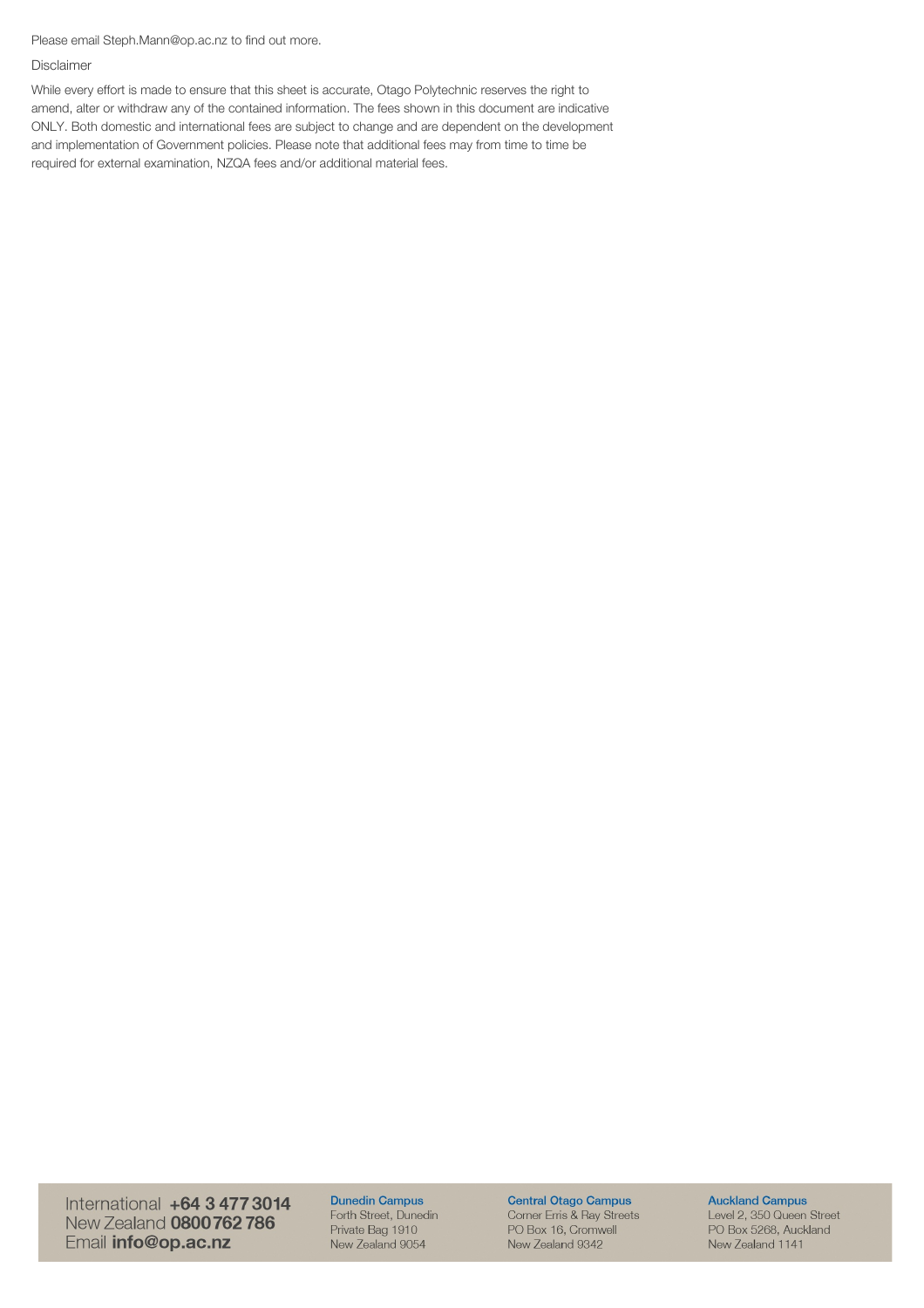Please email Steph.Mann@op.ac.nz to find out more.

Disclaimer

While every effort is made to ensure that this sheet is accurate, Otago Polytechnic reserves the right to amend, alter or withdraw any of the contained information. The fees shown in this document are indicative ONLY. Both domestic and international fees are subject to change and are dependent on the development and implementation of Government policies. Please note that additional fees may from time to time be required for external examination, NZQA fees and/or additional material fees.

International **+64 3 477 3014**
New Zealand **0800 762 786**
Email **info@op.ac.nz**

**Dunedin Campus**
Forth Street, Dunedin
Private Bag 1910
New Zealand 9054

**Central Otago Campus**
Corner Erris & Ray Streets
PO Box 16, Cromwell
New Zealand 9342

**Auckland Campus**
Level 2, 350 Queen Street
PO Box 5268, Auckland
New Zealand 1141